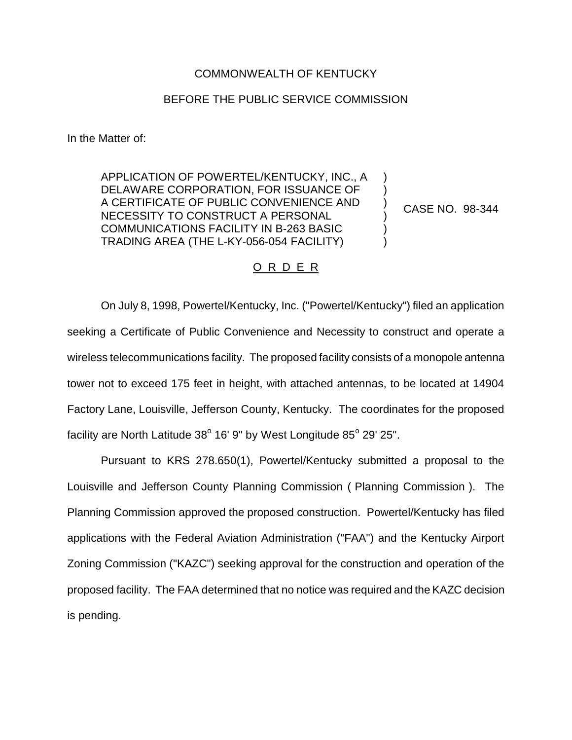COMMONWEALTH OF KENTUCKY

BEFORE THE PUBLIC SERVICE COMMISSION

In the Matter of:

APPLICATION OF POWERTEL/KENTUCKY, INC., A DELAWARE CORPORATION, FOR ISSUANCE OF A CERTIFICATE OF PUBLIC CONVENIENCE AND NECESSITY TO CONSTRUCT A PERSONAL COMMUNICATIONS FACILITY IN B-263 BASIC TRADING AREA (THE L-KY-056-054 FACILITY) ) CASE NO. 98-344

O R D E R

On July 8, 1998, Powertel/Kentucky, Inc. ("Powertel/Kentucky") filed an application seeking a Certificate of Public Convenience and Necessity to construct and operate a wireless telecommunications facility. The proposed facility consists of a monopole antenna tower not to exceed 175 feet in height, with attached antennas, to be located at 14904 Factory Lane, Louisville, Jefferson County, Kentucky. The coordinates for the proposed facility are North Latitude 38° 16' 9" by West Longitude 85° 29' 25".

Pursuant to KRS 278.650(1), Powertel/Kentucky submitted a proposal to the Louisville and Jefferson County Planning Commission ( Planning Commission ). The Planning Commission approved the proposed construction. Powertel/Kentucky has filed applications with the Federal Aviation Administration ("FAA") and the Kentucky Airport Zoning Commission ("KAZC") seeking approval for the construction and operation of the proposed facility. The FAA determined that no notice was required and the KAZC decision is pending.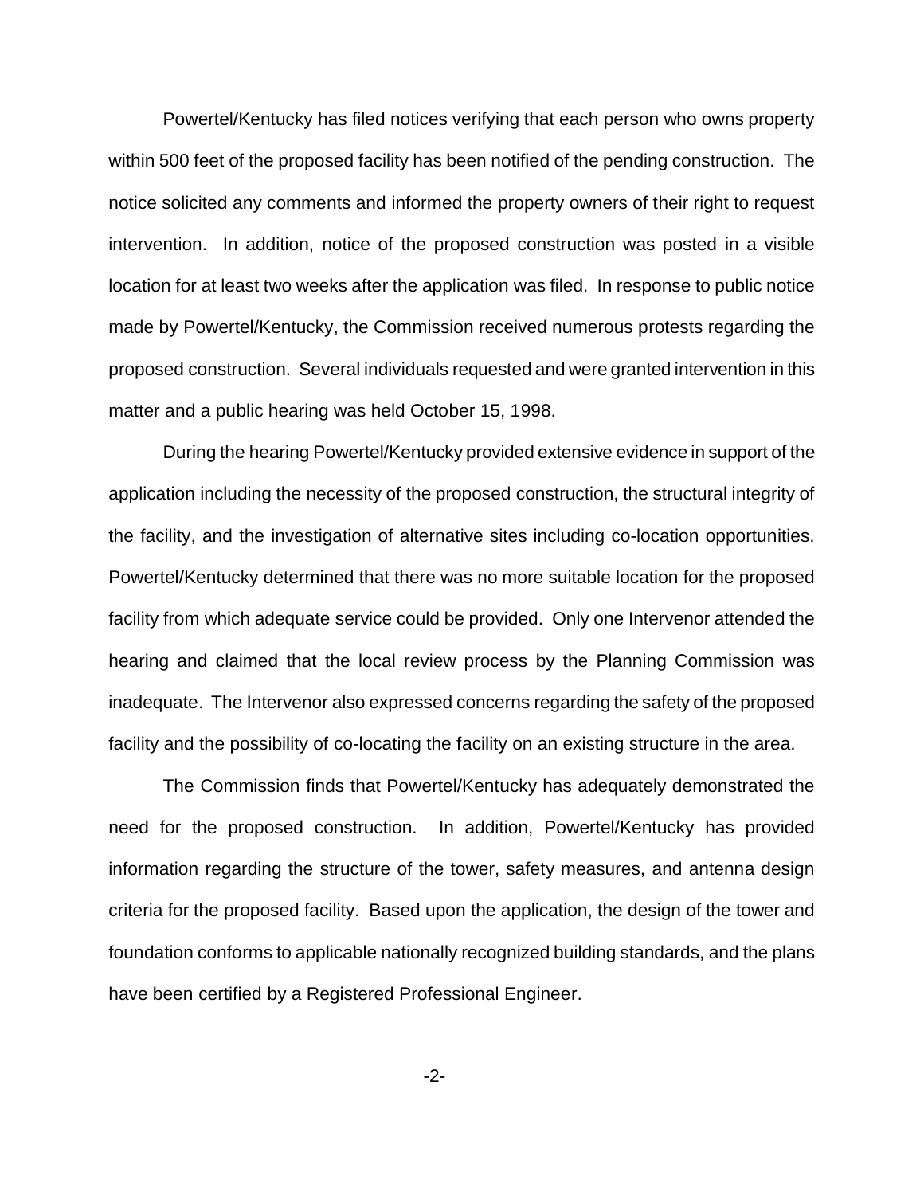Powertel/Kentucky has filed notices verifying that each person who owns property within 500 feet of the proposed facility has been notified of the pending construction. The notice solicited any comments and informed the property owners of their right to request intervention. In addition, notice of the proposed construction was posted in a visible location for at least two weeks after the application was filed. In response to public notice made by Powertel/Kentucky, the Commission received numerous protests regarding the proposed construction. Several individuals requested and were granted intervention in this matter and a public hearing was held October 15, 1998.

During the hearing Powertel/Kentucky provided extensive evidence in support of the application including the necessity of the proposed construction, the structural integrity of the facility, and the investigation of alternative sites including co-location opportunities. Powertel/Kentucky determined that there was no more suitable location for the proposed facility from which adequate service could be provided. Only one Intervenor attended the hearing and claimed that the local review process by the Planning Commission was inadequate. The Intervenor also expressed concerns regarding the safety of the proposed facility and the possibility of co-locating the facility on an existing structure in the area.

The Commission finds that Powertel/Kentucky has adequately demonstrated the need for the proposed construction. In addition, Powertel/Kentucky has provided information regarding the structure of the tower, safety measures, and antenna design criteria for the proposed facility. Based upon the application, the design of the tower and foundation conforms to applicable nationally recognized building standards, and the plans have been certified by a Registered Professional Engineer.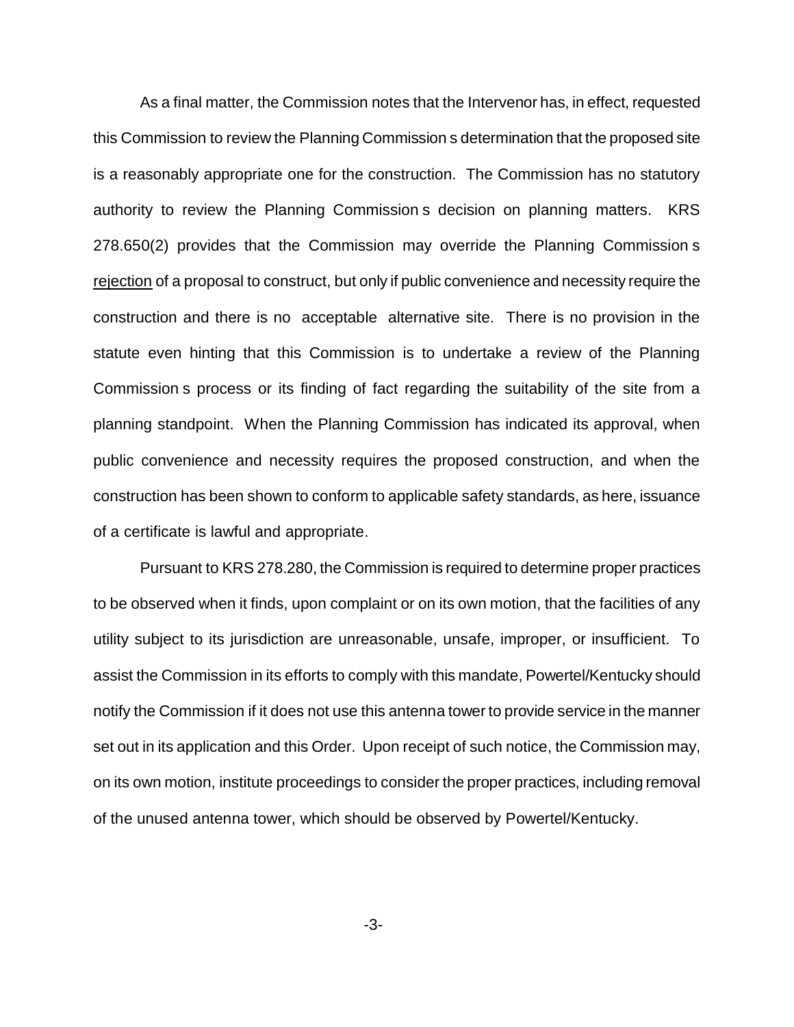As a final matter, the Commission notes that the Intervenor has, in effect, requested this Commission to review the Planning Commission s determination that the proposed site is a reasonably appropriate one for the construction. The Commission has no statutory authority to review the Planning Commission s decision on planning matters. KRS 278.650(2) provides that the Commission may override the Planning Commission s rejection of a proposal to construct, but only if public convenience and necessity require the construction and there is no acceptable alternative site. There is no provision in the statute even hinting that this Commission is to undertake a review of the Planning Commission s process or its finding of fact regarding the suitability of the site from a planning standpoint. When the Planning Commission has indicated its approval, when public convenience and necessity requires the proposed construction, and when the construction has been shown to conform to applicable safety standards, as here, issuance of a certificate is lawful and appropriate.

Pursuant to KRS 278.280, the Commission is required to determine proper practices to be observed when it finds, upon complaint or on its own motion, that the facilities of any utility subject to its jurisdiction are unreasonable, unsafe, improper, or insufficient. To assist the Commission in its efforts to comply with this mandate, Powertel/Kentucky should notify the Commission if it does not use this antenna tower to provide service in the manner set out in its application and this Order. Upon receipt of such notice, the Commission may, on its own motion, institute proceedings to consider the proper practices, including removal of the unused antenna tower, which should be observed by Powertel/Kentucky.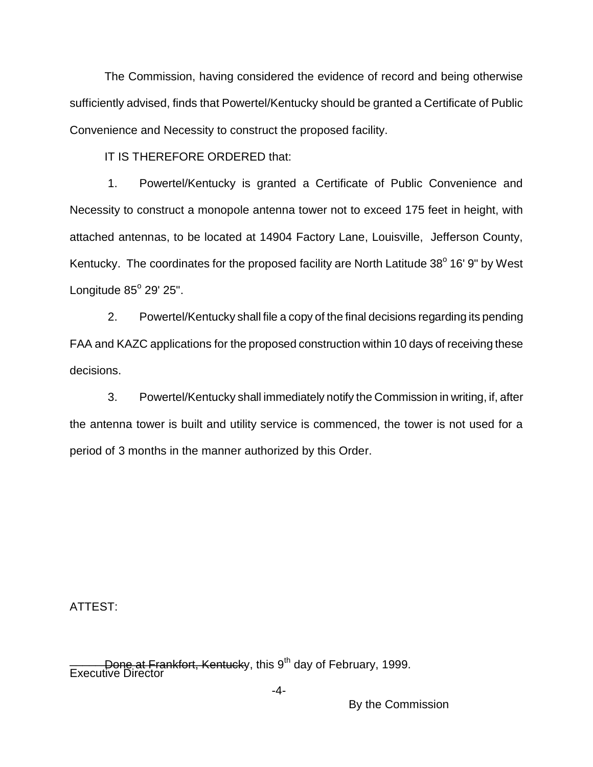The Commission, having considered the evidence of record and being otherwise sufficiently advised, finds that Powertel/Kentucky should be granted a Certificate of Public Convenience and Necessity to construct the proposed facility.

IT IS THEREFORE ORDERED that:

1. Powertel/Kentucky is granted a Certificate of Public Convenience and Necessity to construct a monopole antenna tower not to exceed 175 feet in height, with attached antennas, to be located at 14904 Factory Lane, Louisville, Jefferson County, Kentucky. The coordinates for the proposed facility are North Latitude 38° 16' 9" by West Longitude 85° 29' 25".

2. Powertel/Kentucky shall file a copy of the final decisions regarding its pending FAA and KAZC applications for the proposed construction within 10 days of receiving these decisions.

3. Powertel/Kentucky shall immediately notify the Commission in writing, if, after the antenna tower is built and utility service is commenced, the tower is not used for a period of 3 months in the manner authorized by this Order.

Done at Frankfort, Kentucky, this 9th day of February, 1999.

By the Commission

ATTEST:

Executive Director